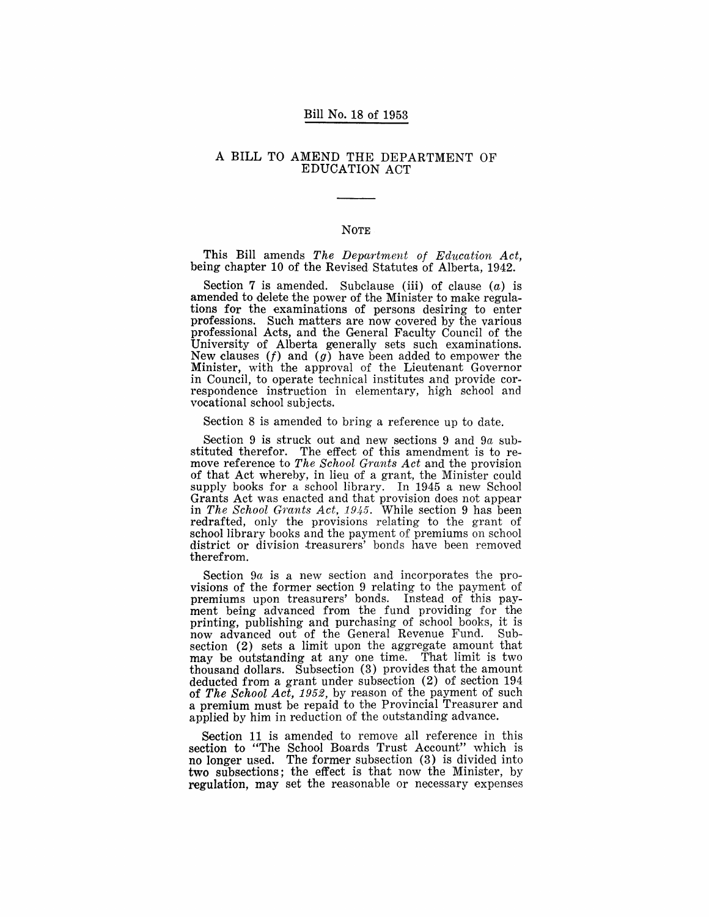# Bill No. 18 of 1953

## A BILL TO AMEND THE DEPARTMENT OF EDUCATION ACT

### NOTE

This Bill amends *The Department of Education Act*, being chapter 10 of the Revised Statutes of Alberta, 1942.

Section 7 is amended. Subclause (iii) of clause (*a*) is amended to delete the power of the Minister to make regulations for the examinations of persons desiring to enter professions. Such matters are now covered by the various professional Acts, and the General Faculty Council of the University of Alberta generally sets such examinations. New clauses (*f*) and (*g*) have been added to empower the Minister, with the approval of the Lieutenant Governor in Council, to operate technical institutes and provide correspondence instruction in elementary, high school and vocational school subjects.

Section 8 is amended to bring a reference up to date.

Section 9 is struck out and new sections 9 and 9*a* substituted therefor. The effect of this amendment is to remove reference to *The School Grants Act* and the provision of that Act whereby, in lieu of a grant, the Minister could supply books for a school library. In 1945 a new School Grants Act was enacted and that provision does not appear in *The School Grants Act, 1945*. While section 9 has been redrafted, only the provisions relating to the grant of school library books and the payment of premiums on school district or division treasurers' bonds have been removed therefrom.

Section 9*a* is a new section and incorporates the provisions of the former section 9 relating to the payment of premiums upon treasurers' bonds. Instead of this payment being advanced from the fund providing for the printing, publishing and purchasing of school books, it is now advanced out of the General Revenue Fund. Subsection (2) sets a limit upon the aggregate amount that may be outstanding at any one time. That limit is two thousand dollars. Subsection (3) provides that the amount deducted from a grant under subsection (2) of section 194 of *The School Act, 1952*, by reason of the payment of such a premium must be repaid to the Provincial Treasurer and applied by him in reduction of the outstanding advance.

Section 11 is amended to remove all reference in this section to "The School Boards Trust Account" which is no longer used. The former subsection (3) is divided into two subsections; the effect is that now the Minister, by regulation, may set the reasonable or necessary expenses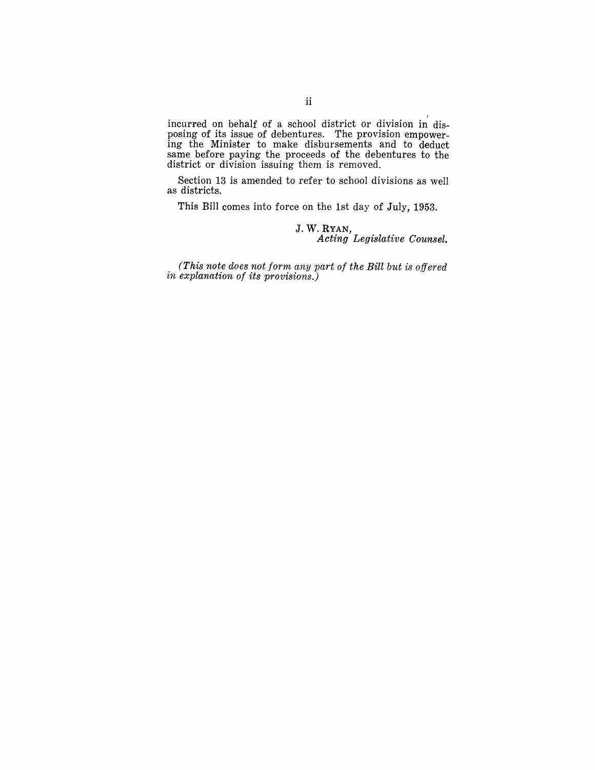incurred on behalf of a school district or division in disposing of its issue of debentures. The provision empowering the Minister to make disbursements and to deduct same before paying the proceeds of the debentures to the district or division issuing them is removed.

Section 13 is amended to refer to school divisions as well as districts.

This Bill comes into force on the 1st day of July, 1953.

J. W. RYAN,
*Acting Legislative Counsel.*

*(This note does not form any part of the Bill but is offered in explanation of its provisions.)*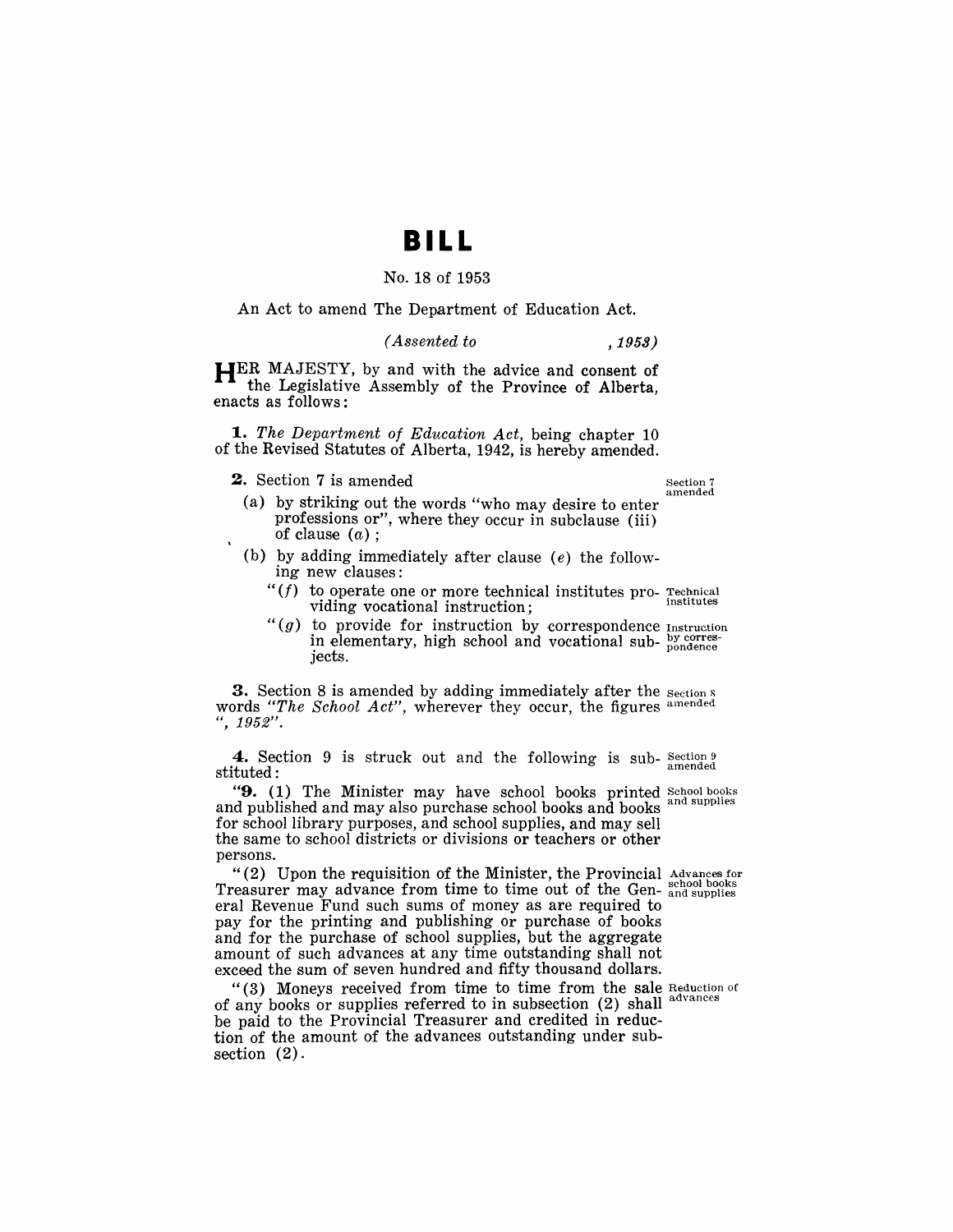# BILL

No. 18 of 1953

An Act to amend The Department of Education Act.

*(Assented to , 1953)*

HER MAJESTY, by and with the advice and consent of the Legislative Assembly of the Province of Alberta, enacts as follows:

**1.** *The Department of Education Act*, being chapter 10 of the Revised Statutes of Alberta, 1942, is hereby amended.

**2.** Section 7 is amended

Section 7 amended

(a) by striking out the words "who may desire to enter professions or", where they occur in subclause (iii) of clause *(a)*;

(b) by adding immediately after clause *(e)* the following new clauses:

"*(f)* to operate one or more technical institutes providing vocational instruction;

Technical institutes

"*(g)* to provide for instruction by correspondence in elementary, high school and vocational subjects.

Instruction by correspondence

**3.** Section 8 is amended by adding immediately after the words "*The School Act*", wherever they occur, the figures "*, 1952*".

Section 8 amended

**4.** Section 9 is struck out and the following is substituted:

Section 9 amended

"**9.** (1) The Minister may have school books printed and published and may also purchase school books and books for school library purposes, and school supplies, and may sell the same to school districts or divisions or teachers or other persons.

School books and supplies

"(2) Upon the requisition of the Minister, the Provincial Treasurer may advance from time to time out of the General Revenue Fund such sums of money as are required to pay for the printing and publishing or purchase of books and for the purchase of school supplies, but the aggregate amount of such advances at any time outstanding shall not exceed the sum of seven hundred and fifty thousand dollars.

Advances for school books and supplies

"(3) Moneys received from time to time from the sale of any books or supplies referred to in subsection (2) shall be paid to the Provincial Treasurer and credited in reduction of the amount of the advances outstanding under subsection (2).

Reduction of advances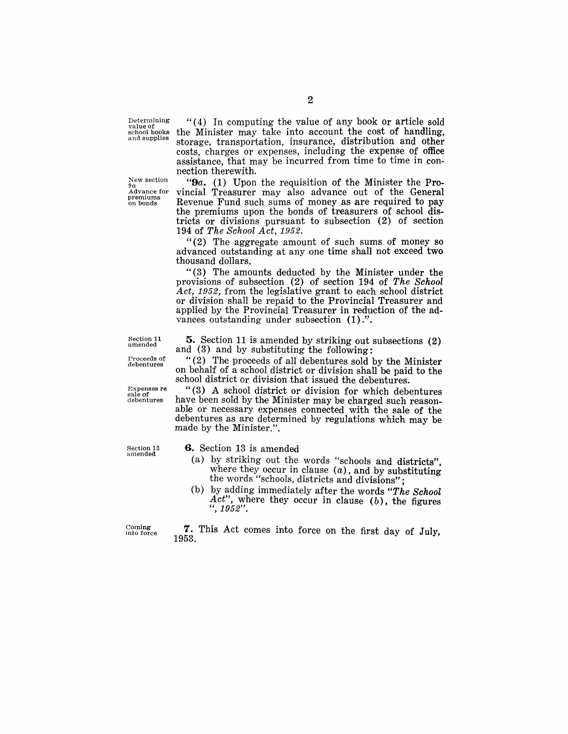Determining value of school books and supplies

"(4) In computing the value of any book or article sold the Minister may take into account the cost of handling, storage, transportation, insurance, distribution and other costs, charges or expenses, including the expense of office assistance, that may be incurred from time to time in connection therewith.

New section 9*a*
Advance for premiums on bonds

"**9***a*. (1) Upon the requisition of the Minister the Provincial Treasurer may also advance out of the General Revenue Fund such sums of money as are required to pay the premiums upon the bonds of treasurers of school districts or divisions pursuant to subsection (2) of section 194 of *The School Act, 1952*.

"(2) The aggregate amount of such sums of money so advanced outstanding at any one time shall not exceed two thousand dollars.

"(3) The amounts deducted by the Minister under the provisions of subsection (2) of section 194 of *The School Act, 1952*, from the legislative grant to each school district or division shall be repaid to the Provincial Treasurer and applied by the Provincial Treasurer in reduction of the advances outstanding under subsection (1).".

Section 11 amended

**5.** Section 11 is amended by striking out subsections (2) and (3) and by substituting the following:

Proceeds of debentures

"(2) The proceeds of all debentures sold by the Minister on behalf of a school district or division shall be paid to the school district or division that issued the debentures.

Expenses re sale of debentures

"(3) A school district or division for which debentures have been sold by the Minister may be charged such reasonable or necessary expenses connected with the sale of the debentures as are determined by regulations which may be made by the Minister.".

Section 13 amended

**6.** Section 13 is amended

(a) by striking out the words "schools and districts", where they occur in clause (*a*), and by substituting the words "schools, districts and divisions";

(b) by adding immediately after the words "*The School Act*", where they occur in clause (*b*), the figures "*, 1952*".

Coming into force

**7.** This Act comes into force on the first day of July, 1953.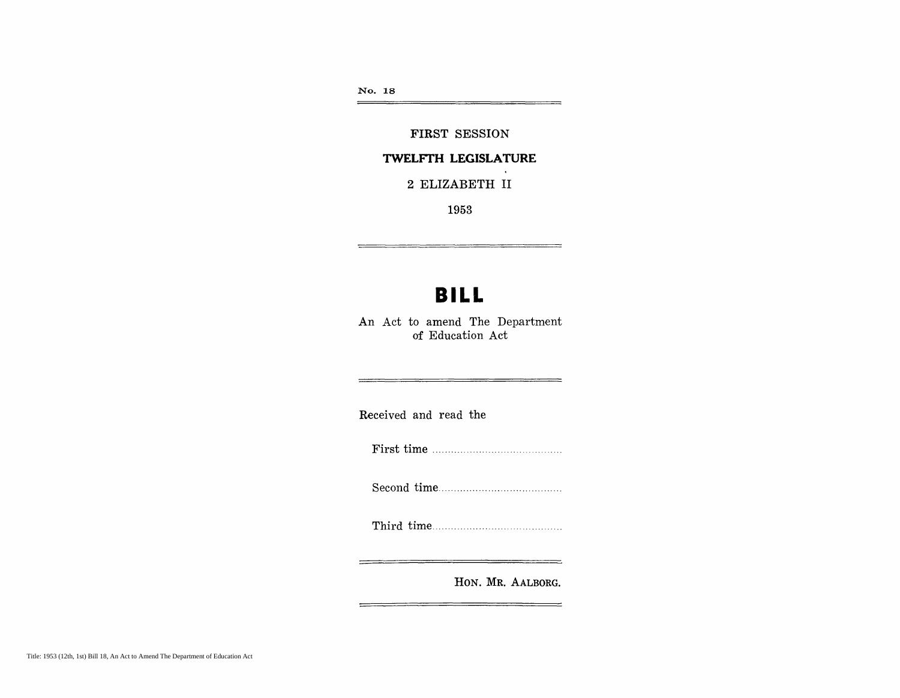No. 18

FIRST SESSION

**TWELFTH LEGISLATURE**

2 ELIZABETH II

1953

# BILL

An Act to amend The Department of Education Act

Received and read the

First time ..........................................

Second time..........................................

Third time..........................................

HON. MR. AALBORG.

Title: 1953 (12th, 1st) Bill 18, An Act to Amend The Department of Education Act